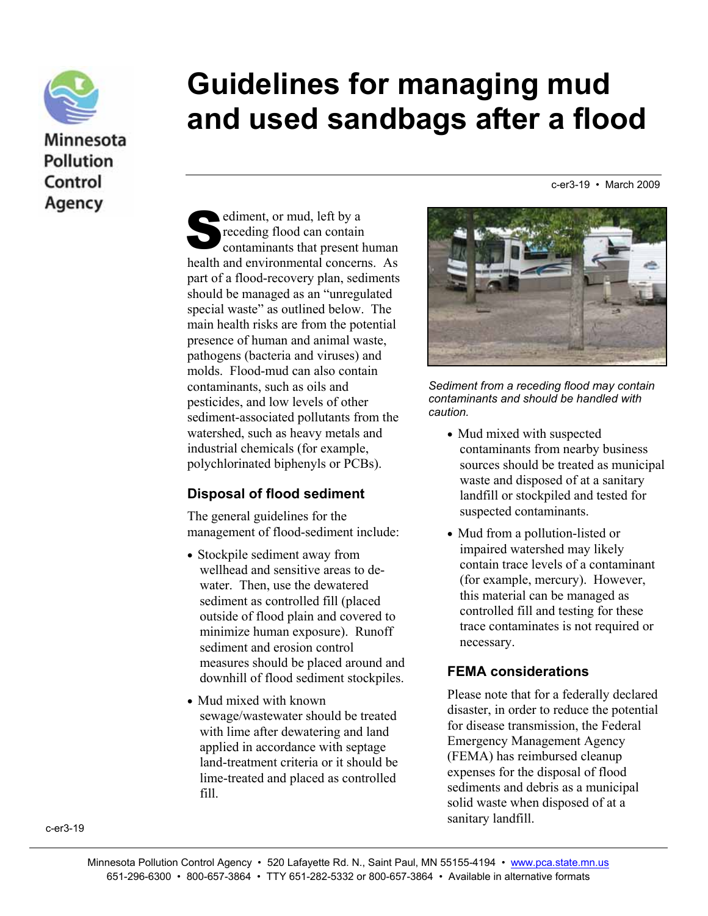# Guidelines for managing mud and used sandbags after a flood

c-er3-19 • March 2009

Sediment, or mud, left by a receding flood can contain contaminants that present human health and environmental concerns. As part of a flood-recovery plan, sediments should be managed as an "unregulated special waste" as outlined below. The main health risks are from the potential presence of human and animal waste, pathogens (bacteria and viruses) and molds. Flood-mud can also contain contaminants, such as oils and pesticides, and low levels of other sediment-associated pollutants from the watershed, such as heavy metals and industrial chemicals (for example, polychlorinated biphenyls or PCBs).

*Sediment from a receding flood may contain contaminants and should be handled with caution.*

## Disposal of flood sediment

The general guidelines for the management of flood-sediment include:

- Stockpile sediment away from wellhead and sensitive areas to de-water. Then, use the dewatered sediment as controlled fill (placed outside of flood plain and covered to minimize human exposure). Runoff sediment and erosion control measures should be placed around and downhill of flood sediment stockpiles.
- Mud mixed with known sewage/wastewater should be treated with lime after dewatering and land applied in accordance with septage land-treatment criteria or it should be lime-treated and placed as controlled fill.
- Mud mixed with suspected contaminants from nearby business sources should be treated as municipal waste and disposed of at a sanitary landfill or stockpiled and tested for suspected contaminants.
- Mud from a pollution-listed or impaired watershed may likely contain trace levels of a contaminant (for example, mercury). However, this material can be managed as controlled fill and testing for these trace contaminates is not required or necessary.

## FEMA considerations

Please note that for a federally declared disaster, in order to reduce the potential for disease transmission, the Federal Emergency Management Agency (FEMA) has reimbursed cleanup expenses for the disposal of flood sediments and debris as a municipal solid waste when disposed of at a sanitary landfill.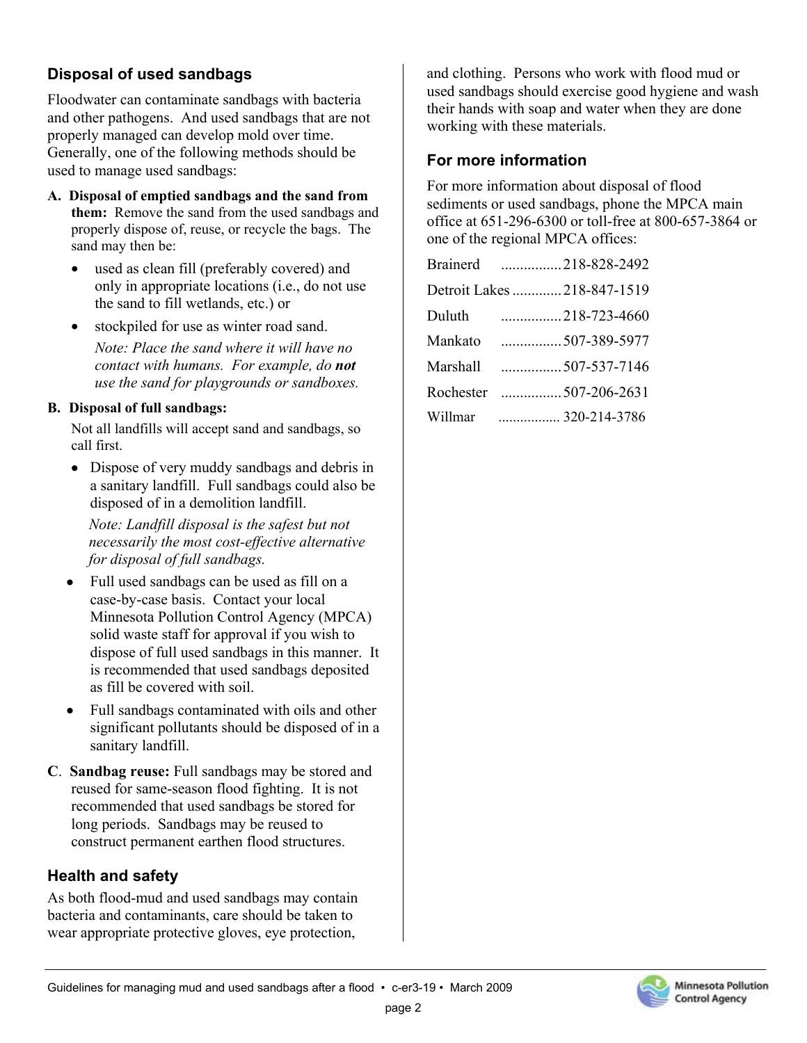## Disposal of used sandbags

Floodwater can contaminate sandbags with bacteria and other pathogens. And used sandbags that are not properly managed can develop mold over time. Generally, one of the following methods should be used to manage used sandbags:

**A. Disposal of emptied sandbags and the sand from them:** Remove the sand from the used sandbags and properly dispose of, reuse, or recycle the bags. The sand may then be:

- used as clean fill (preferably covered) and only in appropriate locations (i.e., do not use the sand to fill wetlands, etc.) or
- stockpiled for use as winter road sand.

  *Note: Place the sand where it will have no contact with humans. For example, do **not** use the sand for playgrounds or sandboxes.*

**B. Disposal of full sandbags:**

Not all landfills will accept sand and sandbags, so call first.

- Dispose of very muddy sandbags and debris in a sanitary landfill. Full sandbags could also be disposed of in a demolition landfill.

  *Note: Landfill disposal is the safest but not necessarily the most cost-effective alternative for disposal of full sandbags.*
- Full used sandbags can be used as fill on a case-by-case basis. Contact your local Minnesota Pollution Control Agency (MPCA) solid waste staff for approval if you wish to dispose of full used sandbags in this manner. It is recommended that used sandbags deposited as fill be covered with soil.
- Full sandbags contaminated with oils and other significant pollutants should be disposed of in a sanitary landfill.

**C. Sandbag reuse:** Full sandbags may be stored and reused for same-season flood fighting. It is not recommended that used sandbags be stored for long periods. Sandbags may be reused to construct permanent earthen flood structures.

## Health and safety

As both flood-mud and used sandbags may contain bacteria and contaminants, care should be taken to wear appropriate protective gloves, eye protection, and clothing. Persons who work with flood mud or used sandbags should exercise good hygiene and wash their hands with soap and water when they are done working with these materials.

## For more information

For more information about disposal of flood sediments or used sandbags, phone the MPCA main office at 651-296-6300 or toll-free at 800-657-3864 or one of the regional MPCA offices:

Brainerd ................ 218-828-2492

Detroit Lakes ............. 218-847-1519

Duluth ................ 218-723-4660

Mankato ................ 507-389-5977

Marshall ................ 507-537-7146

Rochester ................ 507-206-2631

Willmar ................ 320-214-3786